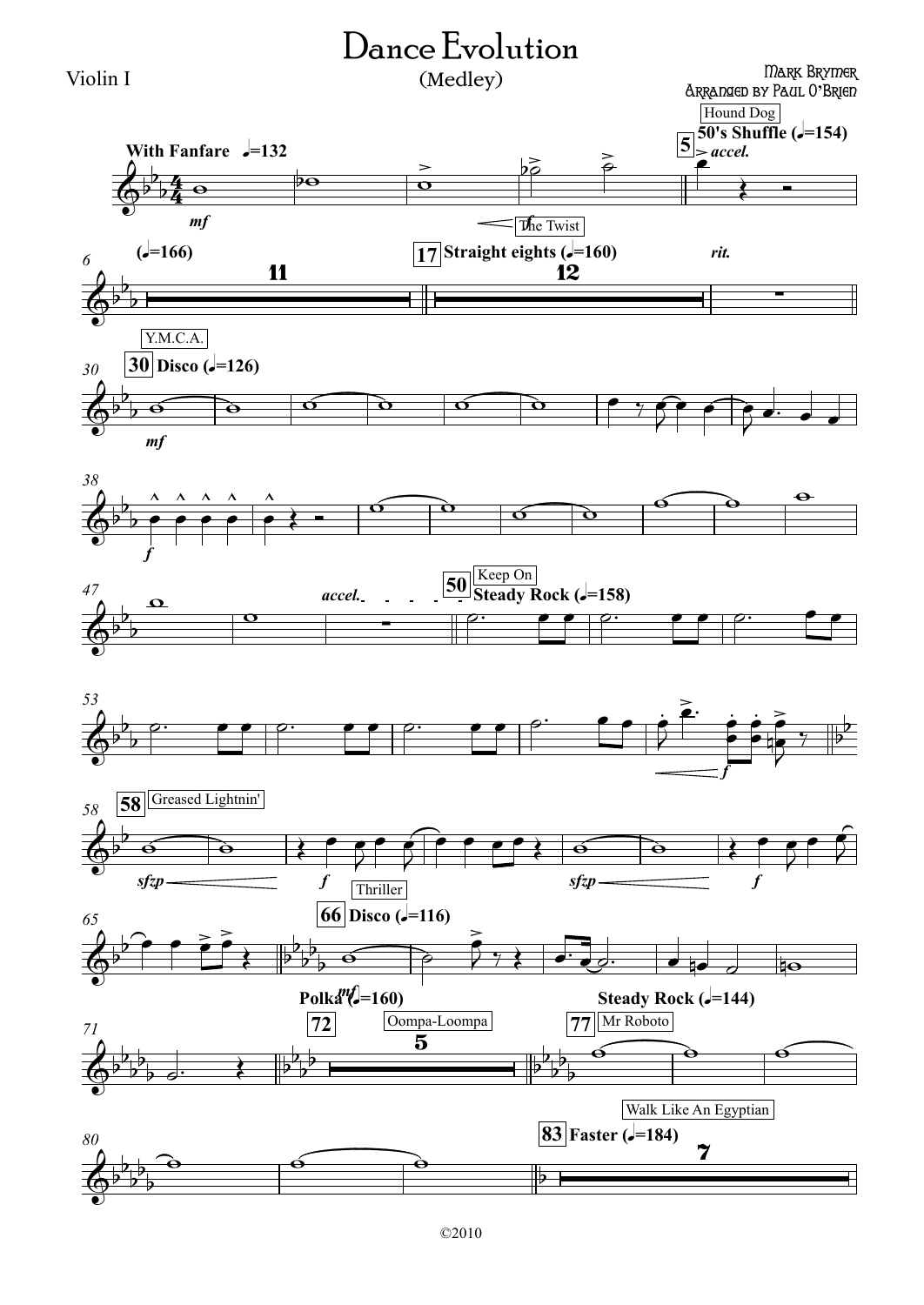# Dance Evolution

(Medley)

Violin I

Mark Brymer
Arranged by Paul O'Brien

©2010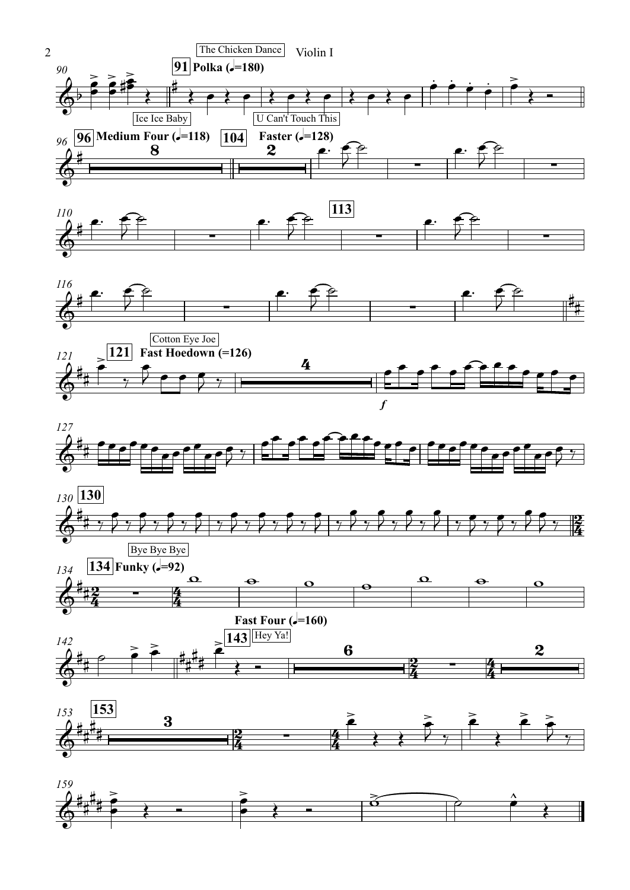The Chicken Dance

**91** Polka (♩=180)

Ice Ice Baby

U Can't Touch This

**96** Medium Four (♩=118)

**104** Faster (♩=128)

**113**

Cotton Eye Joe

**121** Fast Hoedown (=126)

*f*

**130**

Bye Bye Bye

**134** Funky (♩=92)

Fast Four (♩=160)

**143** Hey Ya!

**153**